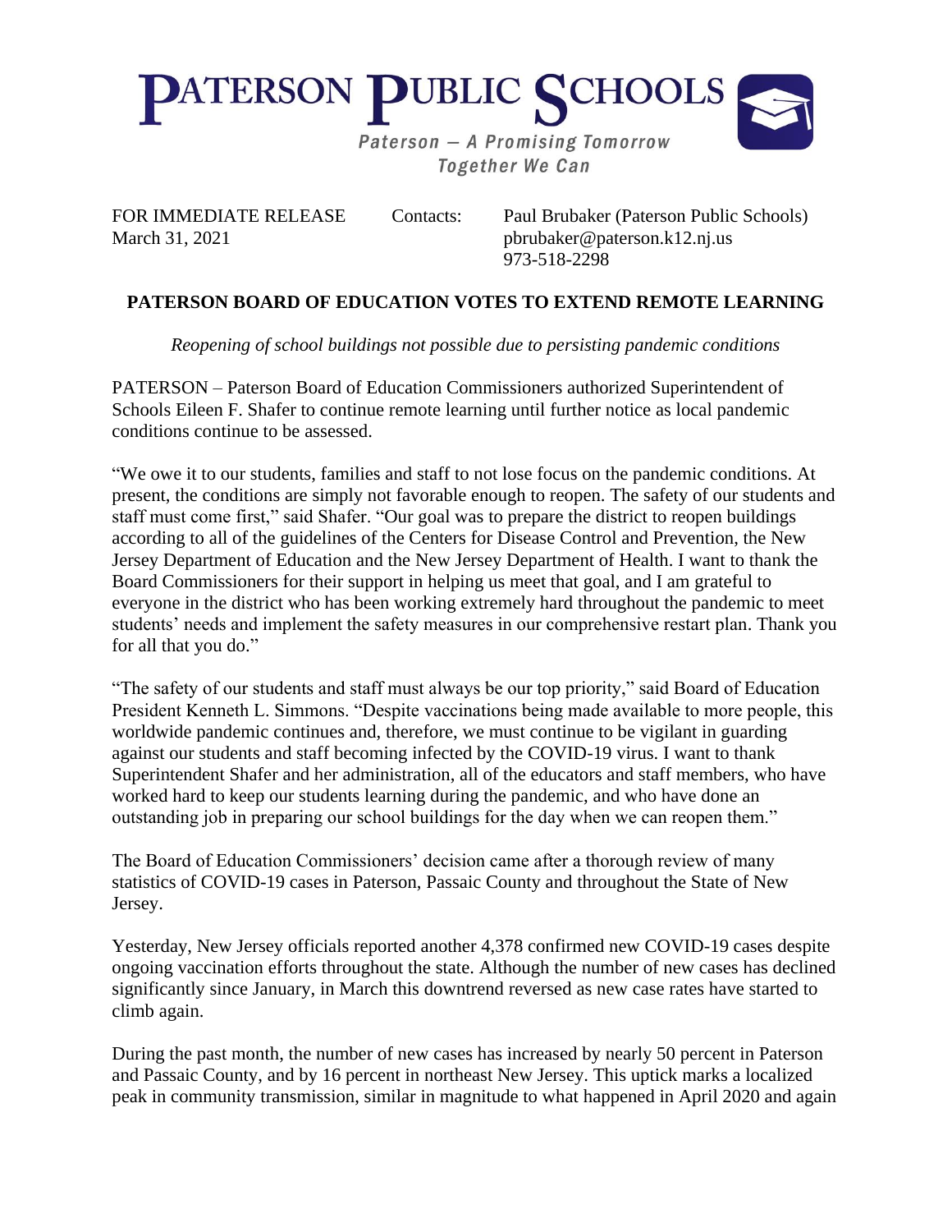# PATERSON PUBLIC SCHOOLS

*Paterson — A Promising Tomorrow*
*Together We Can*

FOR IMMEDIATE RELEASE
March 31, 2021

Contacts: Paul Brubaker (Paterson Public Schools)
pbrubaker@paterson.k12.nj.us
973-518-2298

## PATERSON BOARD OF EDUCATION VOTES TO EXTEND REMOTE LEARNING

*Reopening of school buildings not possible due to persisting pandemic conditions*

PATERSON – Paterson Board of Education Commissioners authorized Superintendent of Schools Eileen F. Shafer to continue remote learning until further notice as local pandemic conditions continue to be assessed.

"We owe it to our students, families and staff to not lose focus on the pandemic conditions. At present, the conditions are simply not favorable enough to reopen. The safety of our students and staff must come first," said Shafer. "Our goal was to prepare the district to reopen buildings according to all of the guidelines of the Centers for Disease Control and Prevention, the New Jersey Department of Education and the New Jersey Department of Health. I want to thank the Board Commissioners for their support in helping us meet that goal, and I am grateful to everyone in the district who has been working extremely hard throughout the pandemic to meet students' needs and implement the safety measures in our comprehensive restart plan. Thank you for all that you do."

"The safety of our students and staff must always be our top priority," said Board of Education President Kenneth L. Simmons. "Despite vaccinations being made available to more people, this worldwide pandemic continues and, therefore, we must continue to be vigilant in guarding against our students and staff becoming infected by the COVID-19 virus. I want to thank Superintendent Shafer and her administration, all of the educators and staff members, who have worked hard to keep our students learning during the pandemic, and who have done an outstanding job in preparing our school buildings for the day when we can reopen them."

The Board of Education Commissioners' decision came after a thorough review of many statistics of COVID-19 cases in Paterson, Passaic County and throughout the State of New Jersey.

Yesterday, New Jersey officials reported another 4,378 confirmed new COVID-19 cases despite ongoing vaccination efforts throughout the state. Although the number of new cases has declined significantly since January, in March this downtrend reversed as new case rates have started to climb again.

During the past month, the number of new cases has increased by nearly 50 percent in Paterson and Passaic County, and by 16 percent in northeast New Jersey. This uptick marks a localized peak in community transmission, similar in magnitude to what happened in April 2020 and again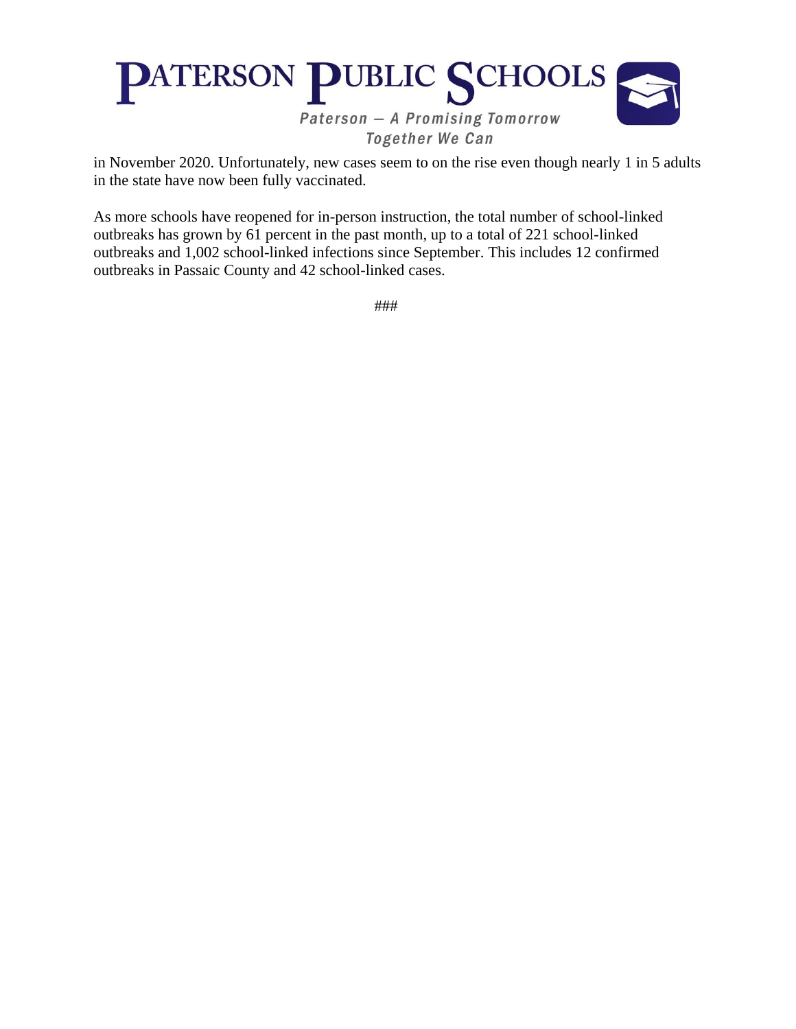in November 2020. Unfortunately, new cases seem to on the rise even though nearly 1 in 5 adults in the state have now been fully vaccinated.

As more schools have reopened for in-person instruction, the total number of school-linked outbreaks has grown by 61 percent in the past month, up to a total of 221 school-linked outbreaks and 1,002 school-linked infections since September. This includes 12 confirmed outbreaks in Passaic County and 42 school-linked cases.

###